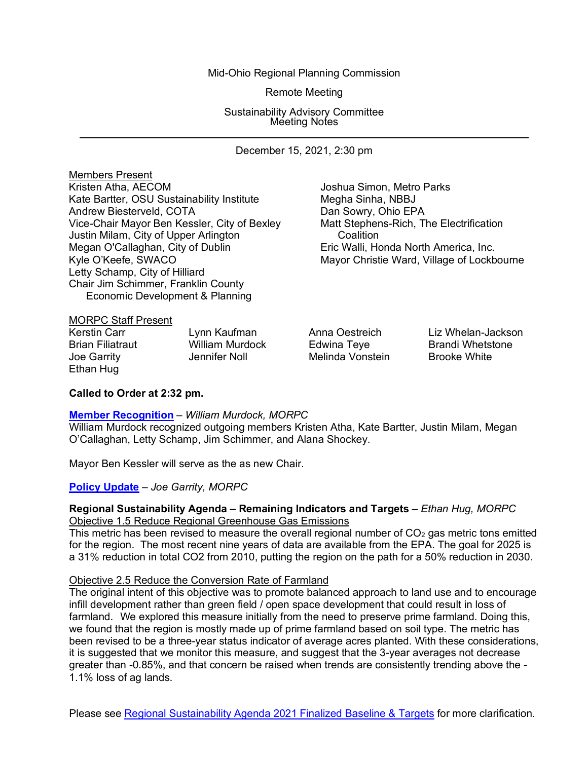Mid-Ohio Regional Planning Commission

Remote Meeting

Sustainability Advisory Committee
Meeting Notes

---

December 15, 2021, 2:30 pm

Members Present

Kristen Atha, AECOM
Kate Bartter, OSU Sustainability Institute
Andrew Biesterveld, COTA
Vice-Chair Mayor Ben Kessler, City of Bexley
Justin Milam, City of Upper Arlington
Megan O'Callaghan, City of Dublin
Kyle O'Keefe, SWACO
Letty Schamp, City of Hilliard
Chair Jim Schimmer, Franklin County Economic Development & Planning
Joshua Simon, Metro Parks
Megha Sinha, NBBJ
Dan Sowry, Ohio EPA
Matt Stephens-Rich, The Electrification Coalition
Eric Walli, Honda North America, Inc.
Mayor Christie Ward, Village of Lockbourne

MORPC Staff Present

Kerstin Carr
Brian Filiatraut
Joe Garrity
Ethan Hug
Lynn Kaufman
William Murdock
Jennifer Noll
Anna Oestreich
Edwina Teye
Melinda Vonstein
Liz Whelan-Jackson
Brandi Whetstone
Brooke White

**Called to Order at 2:32 pm.**

**Member Recognition** – *William Murdock, MORPC*
William Murdock recognized outgoing members Kristen Atha, Kate Bartter, Justin Milam, Megan O'Callaghan, Letty Schamp, Jim Schimmer, and Alana Shockey.

Mayor Ben Kessler will serve as the as new Chair.

**Policy Update** – *Joe Garrity, MORPC*

**Regional Sustainability Agenda – Remaining Indicators and Targets** – *Ethan Hug, MORPC*

Objective 1.5 Reduce Regional Greenhouse Gas Emissions

This metric has been revised to measure the overall regional number of $CO_2$ gas metric tons emitted for the region. The most recent nine years of data are available from the EPA. The goal for 2025 is a 31% reduction in total CO2 from 2010, putting the region on the path for a 50% reduction in 2030.

Objective 2.5 Reduce the Conversion Rate of Farmland

The original intent of this objective was to promote balanced approach to land use and to encourage infill development rather than green field / open space development that could result in loss of farmland. We explored this measure initially from the need to preserve prime farmland. Doing this, we found that the region is mostly made up of prime farmland based on soil type. The metric has been revised to be a three-year status indicator of average acres planted. With these considerations, it is suggested that we monitor this measure, and suggest that the 3-year averages not decrease greater than -0.85%, and that concern be raised when trends are consistently trending above the -1.1% loss of ag lands.

Please see Regional Sustainability Agenda 2021 Finalized Baseline & Targets for more clarification.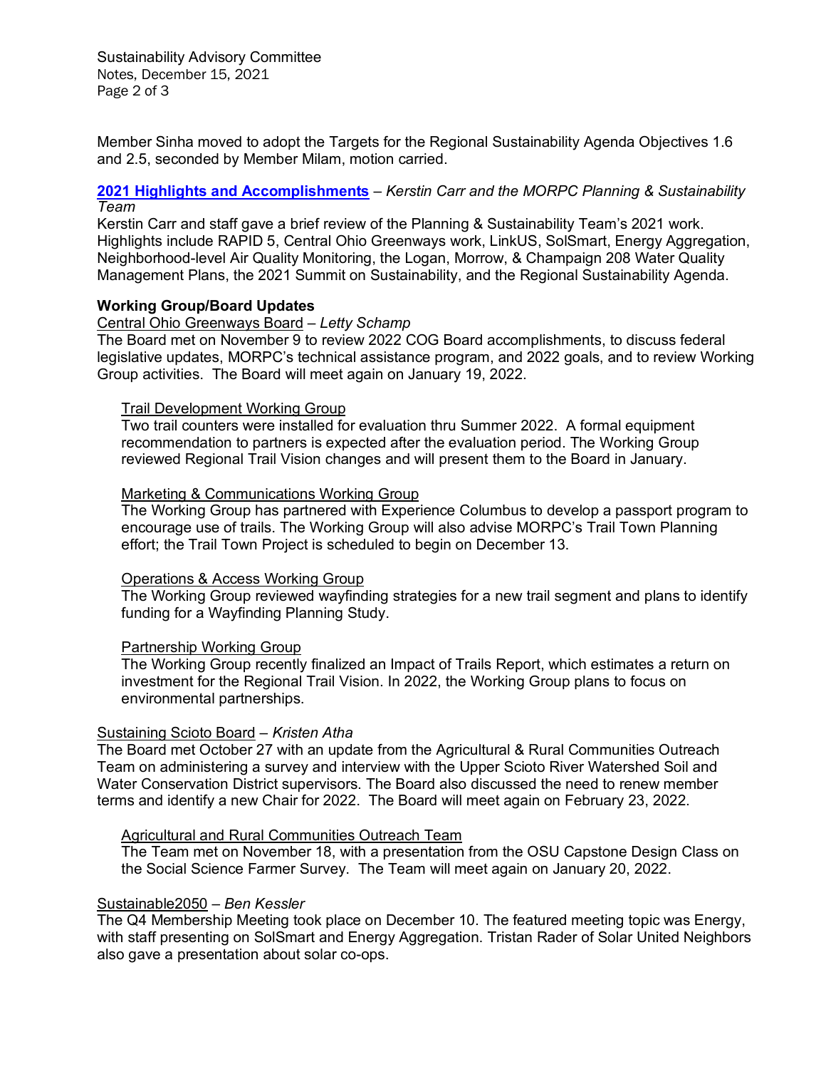Member Sinha moved to adopt the Targets for the Regional Sustainability Agenda Objectives 1.6 and 2.5, seconded by Member Milam, motion carried.

**2021 Highlights and Accomplishments** – *Kerstin Carr and the MORPC Planning & Sustainability Team*

Kerstin Carr and staff gave a brief review of the Planning & Sustainability Team's 2021 work. Highlights include RAPID 5, Central Ohio Greenways work, LinkUS, SolSmart, Energy Aggregation, Neighborhood-level Air Quality Monitoring, the Logan, Morrow, & Champaign 208 Water Quality Management Plans, the 2021 Summit on Sustainability, and the Regional Sustainability Agenda.

**Working Group/Board Updates**

Central Ohio Greenways Board – *Letty Schamp*

The Board met on November 9 to review 2022 COG Board accomplishments, to discuss federal legislative updates, MORPC's technical assistance program, and 2022 goals, and to review Working Group activities. The Board will meet again on January 19, 2022.

Trail Development Working Group

Two trail counters were installed for evaluation thru Summer 2022. A formal equipment recommendation to partners is expected after the evaluation period. The Working Group reviewed Regional Trail Vision changes and will present them to the Board in January.

Marketing & Communications Working Group

The Working Group has partnered with Experience Columbus to develop a passport program to encourage use of trails. The Working Group will also advise MORPC's Trail Town Planning effort; the Trail Town Project is scheduled to begin on December 13.

Operations & Access Working Group

The Working Group reviewed wayfinding strategies for a new trail segment and plans to identify funding for a Wayfinding Planning Study.

Partnership Working Group

The Working Group recently finalized an Impact of Trails Report, which estimates a return on investment for the Regional Trail Vision. In 2022, the Working Group plans to focus on environmental partnerships.

Sustaining Scioto Board – *Kristen Atha*

The Board met October 27 with an update from the Agricultural & Rural Communities Outreach Team on administering a survey and interview with the Upper Scioto River Watershed Soil and Water Conservation District supervisors. The Board also discussed the need to renew member terms and identify a new Chair for 2022. The Board will meet again on February 23, 2022.

Agricultural and Rural Communities Outreach Team

The Team met on November 18, with a presentation from the OSU Capstone Design Class on the Social Science Farmer Survey. The Team will meet again on January 20, 2022.

Sustainable2050 – *Ben Kessler*

The Q4 Membership Meeting took place on December 10. The featured meeting topic was Energy, with staff presenting on SolSmart and Energy Aggregation. Tristan Rader of Solar United Neighbors also gave a presentation about solar co-ops.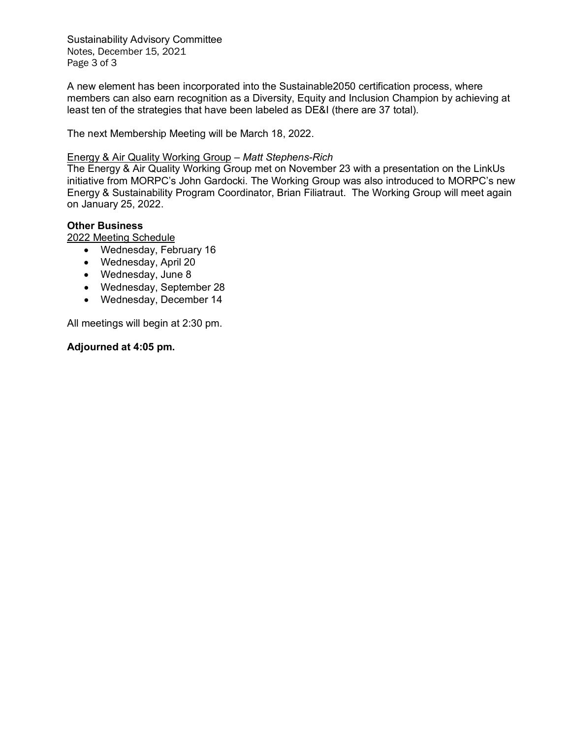A new element has been incorporated into the Sustainable2050 certification process, where members can also earn recognition as a Diversity, Equity and Inclusion Champion by achieving at least ten of the strategies that have been labeled as DE&I (there are 37 total).

The next Membership Meeting will be March 18, 2022.

Energy & Air Quality Working Group – *Matt Stephens-Rich*

The Energy & Air Quality Working Group met on November 23 with a presentation on the LinkUs initiative from MORPC's John Gardocki. The Working Group was also introduced to MORPC's new Energy & Sustainability Program Coordinator, Brian Filiatraut. The Working Group will meet again on January 25, 2022.

**Other Business**

2022 Meeting Schedule

- Wednesday, February 16
- Wednesday, April 20
- Wednesday, June 8
- Wednesday, September 28
- Wednesday, December 14

All meetings will begin at 2:30 pm.

**Adjourned at 4:05 pm.**